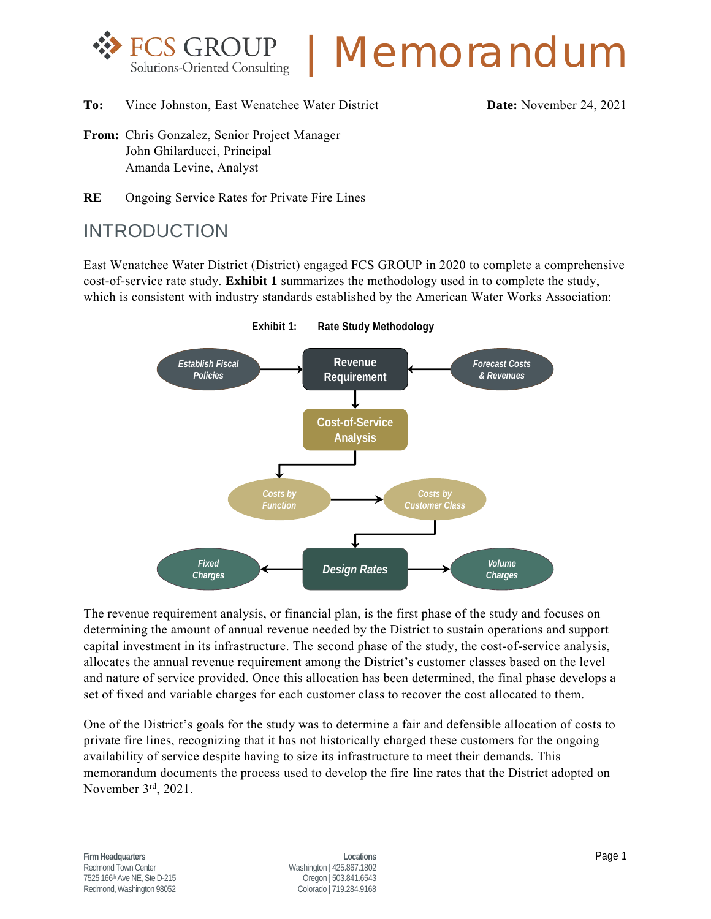# FCS GROUP | Memorandum

**To:** Vince Johnston, East Wenatchee Water District **Date:** November 24, 2021

**From:** Chris Gonzalez, Senior Project Manager
John Ghilarducci, Principal
Amanda Levine, Analyst

**RE** Ongoing Service Rates for Private Fire Lines

## INTRODUCTION

East Wenatchee Water District (District) engaged FCS GROUP in 2020 to complete a comprehensive cost-of-service rate study. **Exhibit 1** summarizes the methodology used in to complete the study, which is consistent with industry standards established by the American Water Works Association:

**Exhibit 1: Rate Study Methodology**

- *Establish Fiscal Policies* → **Revenue Requirement** ← *Forecast Costs & Revenues*
- **Revenue Requirement** → **Cost-of-Service Analysis**
- **Cost-of-Service Analysis** → *Costs by Function* → *Costs by Customer Class*
- *Costs by Customer Class* → ***Design Rates***
- ***Design Rates*** → *Fixed Charges*, *Volume Charges*

The revenue requirement analysis, or financial plan, is the first phase of the study and focuses on determining the amount of annual revenue needed by the District to sustain operations and support capital investment in its infrastructure. The second phase of the study, the cost-of-service analysis, allocates the annual revenue requirement among the District's customer classes based on the level and nature of service provided. Once this allocation has been determined, the final phase develops a set of fixed and variable charges for each customer class to recover the cost allocated to them.

One of the District's goals for the study was to determine a fair and defensible allocation of costs to private fire lines, recognizing that it has not historically charged these customers for the ongoing availability of service despite having to size its infrastructure to meet their demands. This memorandum documents the process used to develop the fire line rates that the District adopted on November 3rd, 2021.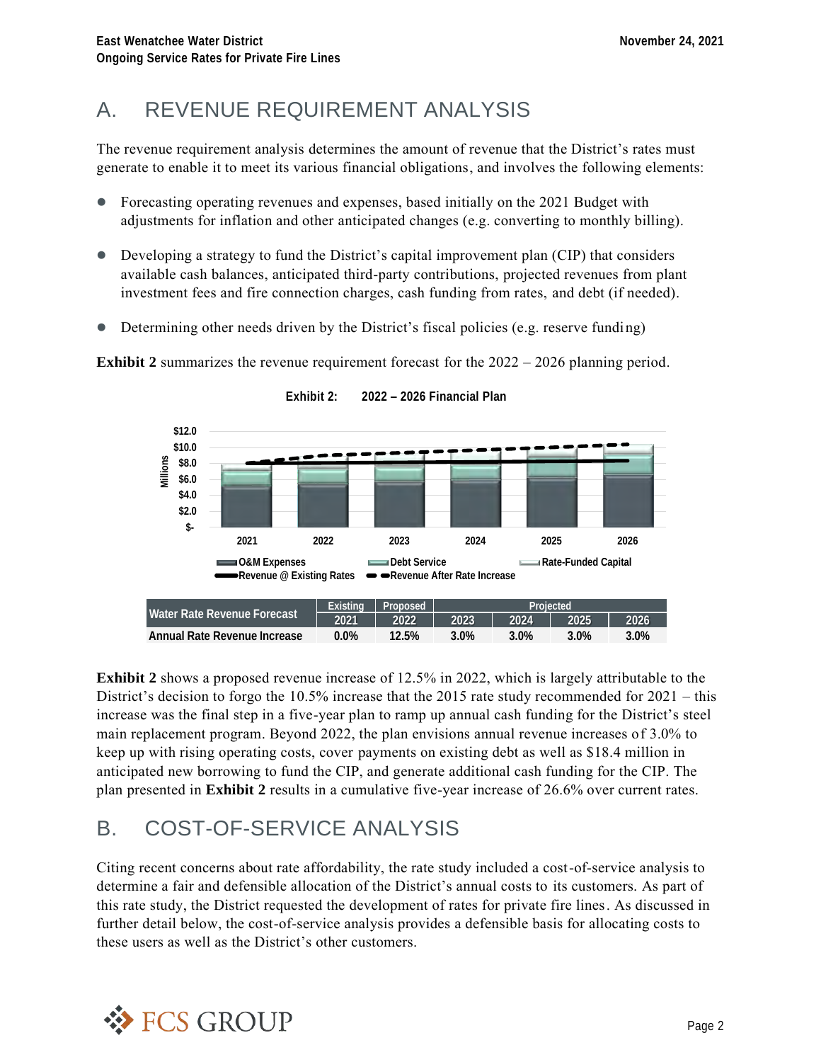## A. REVENUE REQUIREMENT ANALYSIS

The revenue requirement analysis determines the amount of revenue that the District's rates must generate to enable it to meet its various financial obligations, and involves the following elements:

- Forecasting operating revenues and expenses, based initially on the 2021 Budget with adjustments for inflation and other anticipated changes (e.g. converting to monthly billing).
- Developing a strategy to fund the District's capital improvement plan (CIP) that considers available cash balances, anticipated third-party contributions, projected revenues from plant investment fees and fire connection charges, cash funding from rates, and debt (if needed).
- Determining other needs driven by the District's fiscal policies (e.g. reserve funding)

**Exhibit 2** summarizes the revenue requirement forecast for the 2022 – 2026 planning period.

**Exhibit 2: 2022 – 2026 Financial Plan**

| Water Rate Revenue Forecast | Existing | Proposed | Projected | | | |
|---|---|---|---|---|---|---|
| | 2021 | 2022 | 2023 | 2024 | 2025 | 2026 |
| Annual Rate Revenue Increase | 0.0% | 12.5% | 3.0% | 3.0% | 3.0% | 3.0% |

**Exhibit 2** shows a proposed revenue increase of 12.5% in 2022, which is largely attributable to the District's decision to forgo the 10.5% increase that the 2015 rate study recommended for 2021 – this increase was the final step in a five-year plan to ramp up annual cash funding for the District's steel main replacement program. Beyond 2022, the plan envisions annual revenue increases of 3.0% to keep up with rising operating costs, cover payments on existing debt as well as $18.4 million in anticipated new borrowing to fund the CIP, and generate additional cash funding for the CIP. The plan presented in **Exhibit 2** results in a cumulative five-year increase of 26.6% over current rates.

## B. COST-OF-SERVICE ANALYSIS

Citing recent concerns about rate affordability, the rate study included a cost-of-service analysis to determine a fair and defensible allocation of the District's annual costs to its customers. As part of this rate study, the District requested the development of rates for private fire lines. As discussed in further detail below, the cost-of-service analysis provides a defensible basis for allocating costs to these users as well as the District's other customers.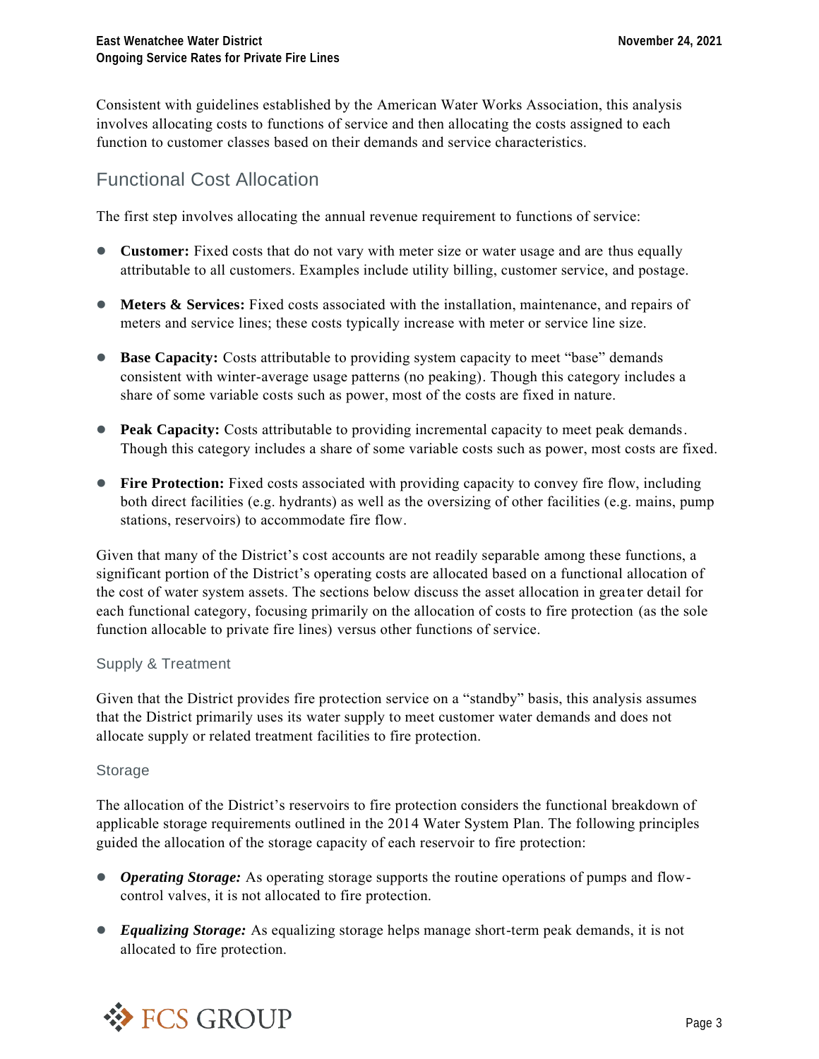Consistent with guidelines established by the American Water Works Association, this analysis involves allocating costs to functions of service and then allocating the costs assigned to each function to customer classes based on their demands and service characteristics.

## Functional Cost Allocation

The first step involves allocating the annual revenue requirement to functions of service:

- **Customer:** Fixed costs that do not vary with meter size or water usage and are thus equally attributable to all customers. Examples include utility billing, customer service, and postage.
- **Meters & Services:** Fixed costs associated with the installation, maintenance, and repairs of meters and service lines; these costs typically increase with meter or service line size.
- **Base Capacity:** Costs attributable to providing system capacity to meet "base" demands consistent with winter-average usage patterns (no peaking). Though this category includes a share of some variable costs such as power, most of the costs are fixed in nature.
- **Peak Capacity:** Costs attributable to providing incremental capacity to meet peak demands. Though this category includes a share of some variable costs such as power, most costs are fixed.
- **Fire Protection:** Fixed costs associated with providing capacity to convey fire flow, including both direct facilities (e.g. hydrants) as well as the oversizing of other facilities (e.g. mains, pump stations, reservoirs) to accommodate fire flow.

Given that many of the District's cost accounts are not readily separable among these functions, a significant portion of the District's operating costs are allocated based on a functional allocation of the cost of water system assets. The sections below discuss the asset allocation in greater detail for each functional category, focusing primarily on the allocation of costs to fire protection (as the sole function allocable to private fire lines) versus other functions of service.

### Supply & Treatment

Given that the District provides fire protection service on a "standby" basis, this analysis assumes that the District primarily uses its water supply to meet customer water demands and does not allocate supply or related treatment facilities to fire protection.

### Storage

The allocation of the District's reservoirs to fire protection considers the functional breakdown of applicable storage requirements outlined in the 2014 Water System Plan. The following principles guided the allocation of the storage capacity of each reservoir to fire protection:

- ***Operating Storage:*** As operating storage supports the routine operations of pumps and flow-control valves, it is not allocated to fire protection.
- ***Equalizing Storage:*** As equalizing storage helps manage short-term peak demands, it is not allocated to fire protection.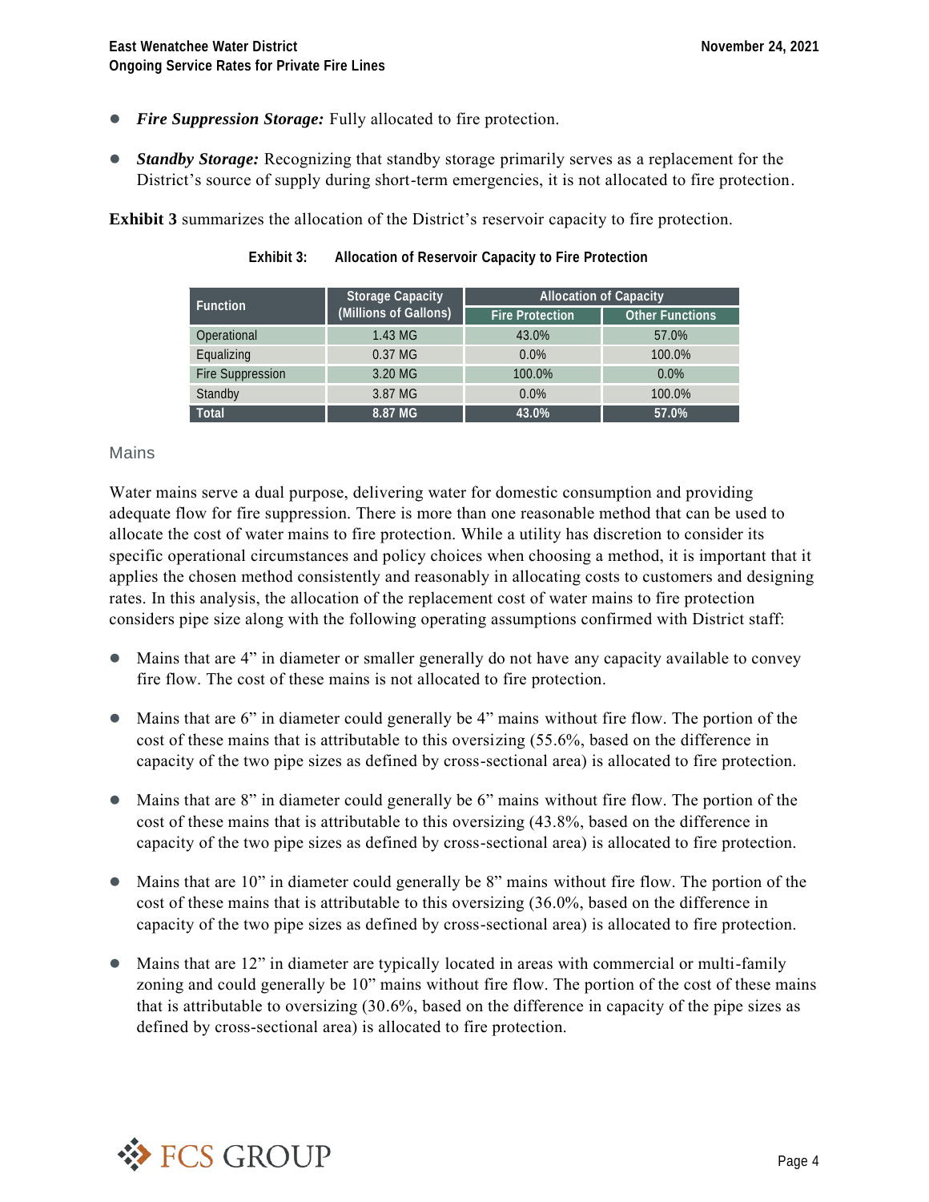- ***Fire Suppression Storage:*** Fully allocated to fire protection.
- ***Standby Storage:*** Recognizing that standby storage primarily serves as a replacement for the District's source of supply during short-term emergencies, it is not allocated to fire protection.

**Exhibit 3** summarizes the allocation of the District's reservoir capacity to fire protection.

**Exhibit 3: Allocation of Reservoir Capacity to Fire Protection**

| Function | Storage Capacity (Millions of Gallons) | Allocation of Capacity | |
|---|---|---|---|
| | | Fire Protection | Other Functions |
| Operational | 1.43 MG | 43.0% | 57.0% |
| Equalizing | 0.37 MG | 0.0% | 100.0% |
| Fire Suppression | 3.20 MG | 100.0% | 0.0% |
| Standby | 3.87 MG | 0.0% | 100.0% |
| **Total** | **8.87 MG** | **43.0%** | **57.0%** |

### Mains

Water mains serve a dual purpose, delivering water for domestic consumption and providing adequate flow for fire suppression. There is more than one reasonable method that can be used to allocate the cost of water mains to fire protection. While a utility has discretion to consider its specific operational circumstances and policy choices when choosing a method, it is important that it applies the chosen method consistently and reasonably in allocating costs to customers and designing rates. In this analysis, the allocation of the replacement cost of water mains to fire protection considers pipe size along with the following operating assumptions confirmed with District staff:

- Mains that are 4" in diameter or smaller generally do not have any capacity available to convey fire flow. The cost of these mains is not allocated to fire protection.
- Mains that are 6" in diameter could generally be 4" mains without fire flow. The portion of the cost of these mains that is attributable to this oversizing (55.6%, based on the difference in capacity of the two pipe sizes as defined by cross-sectional area) is allocated to fire protection.
- Mains that are 8" in diameter could generally be 6" mains without fire flow. The portion of the cost of these mains that is attributable to this oversizing (43.8%, based on the difference in capacity of the two pipe sizes as defined by cross-sectional area) is allocated to fire protection.
- Mains that are 10" in diameter could generally be 8" mains without fire flow. The portion of the cost of these mains that is attributable to this oversizing (36.0%, based on the difference in capacity of the two pipe sizes as defined by cross-sectional area) is allocated to fire protection.
- Mains that are 12" in diameter are typically located in areas with commercial or multi-family zoning and could generally be 10" mains without fire flow. The portion of the cost of these mains that is attributable to oversizing (30.6%, based on the difference in capacity of the pipe sizes as defined by cross-sectional area) is allocated to fire protection.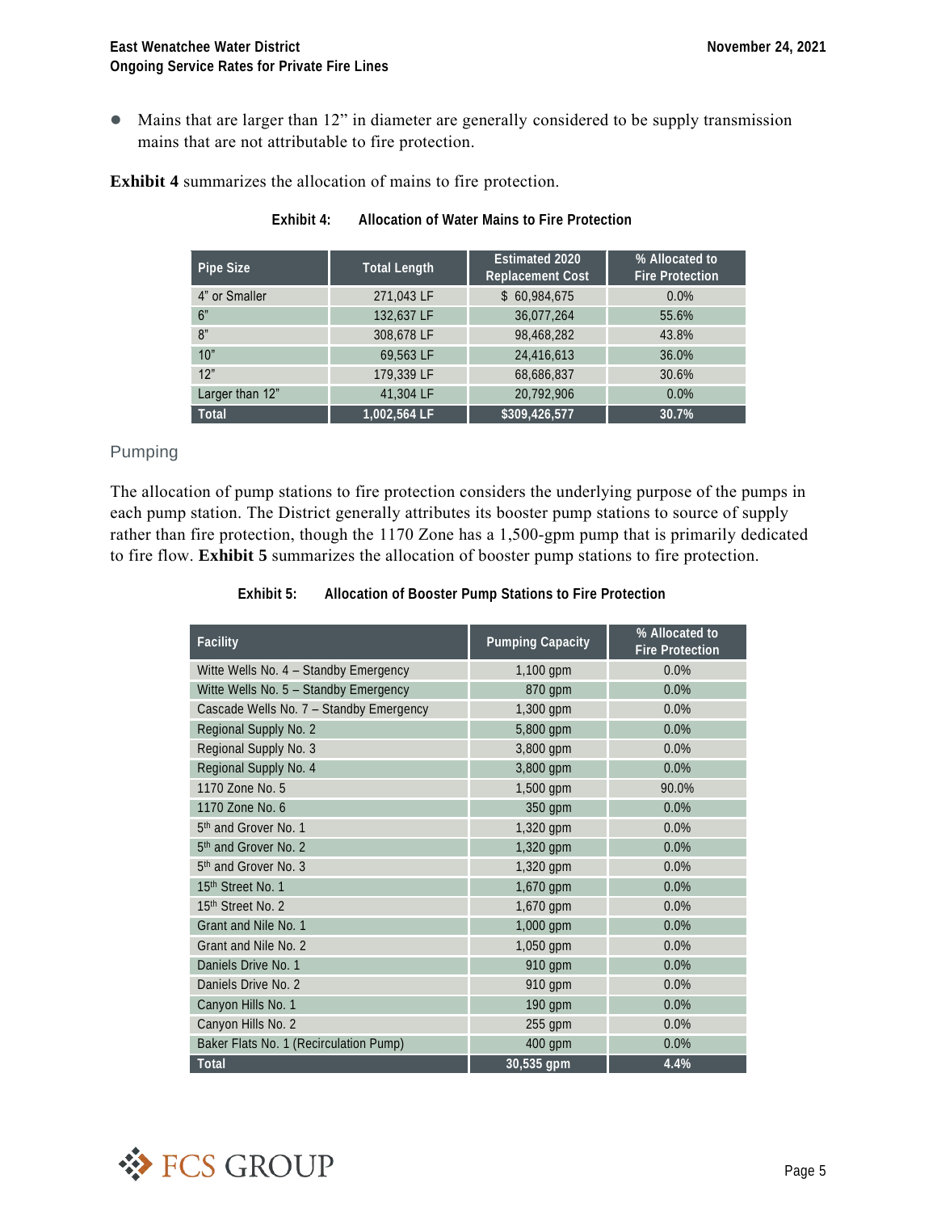- Mains that are larger than 12" in diameter are generally considered to be supply transmission mains that are not attributable to fire protection.

**Exhibit 4** summarizes the allocation of mains to fire protection.

**Exhibit 4: Allocation of Water Mains to Fire Protection**

| Pipe Size | Total Length | Estimated 2020 Replacement Cost | % Allocated to Fire Protection |
|---|---|---|---|
| 4" or Smaller | 271,043 LF | $ 60,984,675 | 0.0% |
| 6" | 132,637 LF | 36,077,264 | 55.6% |
| 8" | 308,678 LF | 98,468,282 | 43.8% |
| 10" | 69,563 LF | 24,416,613 | 36.0% |
| 12" | 179,339 LF | 68,686,837 | 30.6% |
| Larger than 12" | 41,304 LF | 20,792,906 | 0.0% |
| **Total** | **1,002,564 LF** | **$309,426,577** | **30.7%** |

## Pumping

The allocation of pump stations to fire protection considers the underlying purpose of the pumps in each pump station. The District generally attributes its booster pump stations to source of supply rather than fire protection, though the 1170 Zone has a 1,500-gpm pump that is primarily dedicated to fire flow. **Exhibit 5** summarizes the allocation of booster pump stations to fire protection.

**Exhibit 5: Allocation of Booster Pump Stations to Fire Protection**

| Facility | Pumping Capacity | % Allocated to Fire Protection |
|---|---|---|
| Witte Wells No. 4 – Standby Emergency | 1,100 gpm | 0.0% |
| Witte Wells No. 5 – Standby Emergency | 870 gpm | 0.0% |
| Cascade Wells No. 7 – Standby Emergency | 1,300 gpm | 0.0% |
| Regional Supply No. 2 | 5,800 gpm | 0.0% |
| Regional Supply No. 3 | 3,800 gpm | 0.0% |
| Regional Supply No. 4 | 3,800 gpm | 0.0% |
| 1170 Zone No. 5 | 1,500 gpm | 90.0% |
| 1170 Zone No. 6 | 350 gpm | 0.0% |
| 5th and Grover No. 1 | 1,320 gpm | 0.0% |
| 5th and Grover No. 2 | 1,320 gpm | 0.0% |
| 5th and Grover No. 3 | 1,320 gpm | 0.0% |
| 15th Street No. 1 | 1,670 gpm | 0.0% |
| 15th Street No. 2 | 1,670 gpm | 0.0% |
| Grant and Nile No. 1 | 1,000 gpm | 0.0% |
| Grant and Nile No. 2 | 1,050 gpm | 0.0% |
| Daniels Drive No. 1 | 910 gpm | 0.0% |
| Daniels Drive No. 2 | 910 gpm | 0.0% |
| Canyon Hills No. 1 | 190 gpm | 0.0% |
| Canyon Hills No. 2 | 255 gpm | 0.0% |
| Baker Flats No. 1 (Recirculation Pump) | 400 gpm | 0.0% |
| **Total** | **30,535 gpm** | **4.4%** |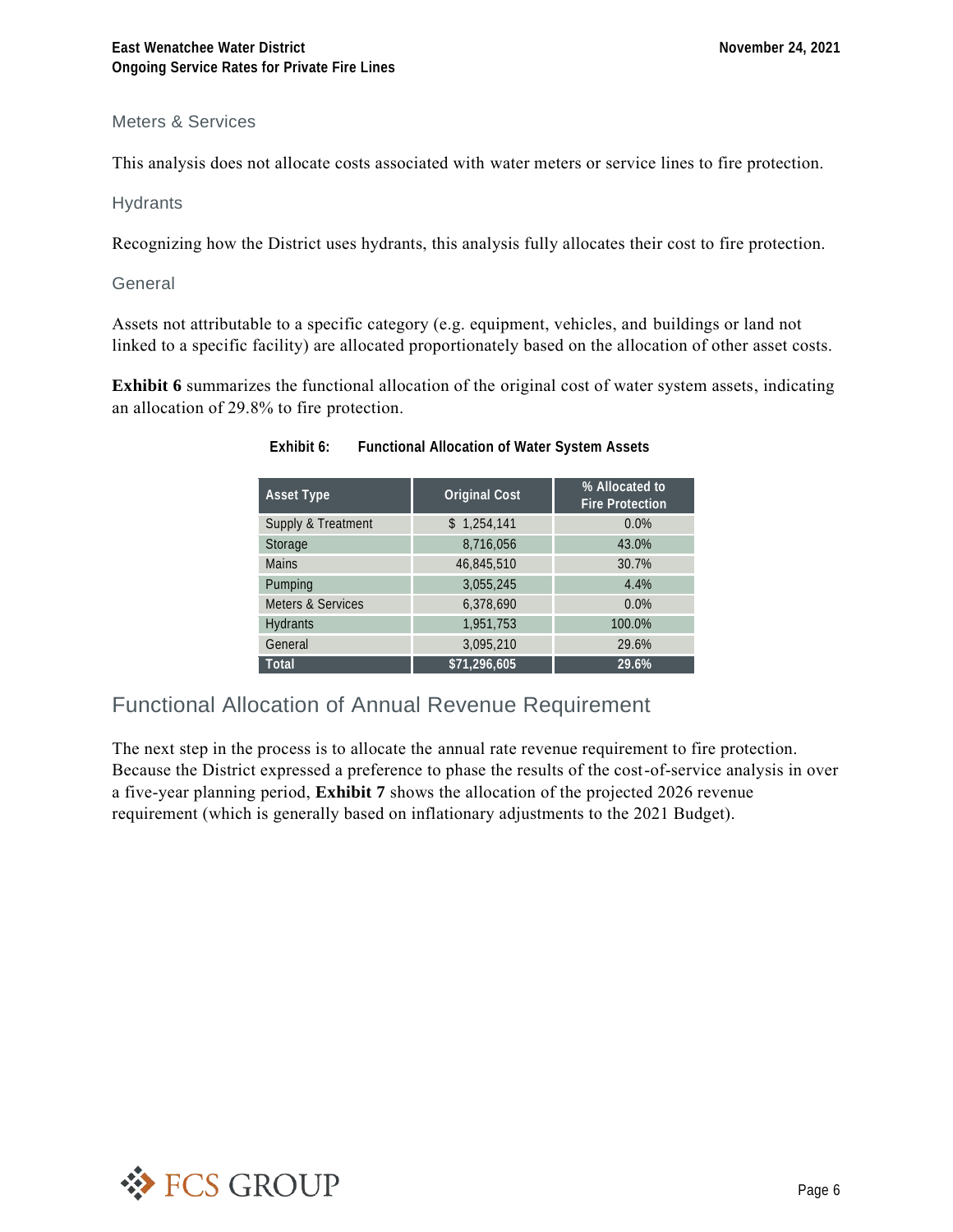### Meters & Services

This analysis does not allocate costs associated with water meters or service lines to fire protection.

### Hydrants

Recognizing how the District uses hydrants, this analysis fully allocates their cost to fire protection.

### General

Assets not attributable to a specific category (e.g. equipment, vehicles, and buildings or land not linked to a specific facility) are allocated proportionately based on the allocation of other asset costs.

**Exhibit 6** summarizes the functional allocation of the original cost of water system assets, indicating an allocation of 29.8% to fire protection.

**Exhibit 6: Functional Allocation of Water System Assets**

| Asset Type | Original Cost | % Allocated to Fire Protection |
|---|---|---|
| Supply & Treatment | $ 1,254,141 | 0.0% |
| Storage | 8,716,056 | 43.0% |
| Mains | 46,845,510 | 30.7% |
| Pumping | 3,055,245 | 4.4% |
| Meters & Services | 6,378,690 | 0.0% |
| Hydrants | 1,951,753 | 100.0% |
| General | 3,095,210 | 29.6% |
| **Total** | **$71,296,605** | **29.6%** |

## Functional Allocation of Annual Revenue Requirement

The next step in the process is to allocate the annual rate revenue requirement to fire protection. Because the District expressed a preference to phase the results of the cost-of-service analysis in over a five-year planning period, **Exhibit 7** shows the allocation of the projected 2026 revenue requirement (which is generally based on inflationary adjustments to the 2021 Budget).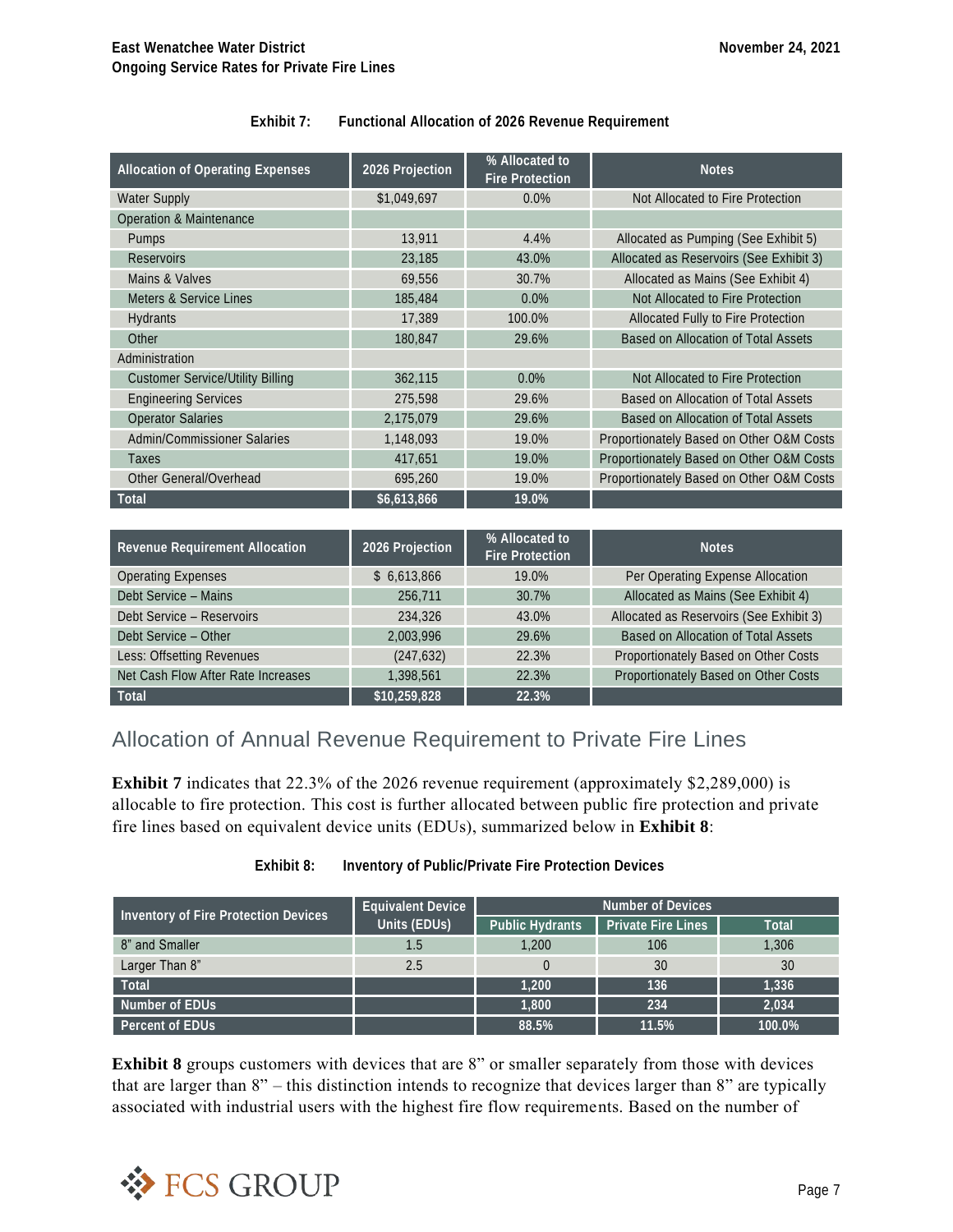**Exhibit 7: Functional Allocation of 2026 Revenue Requirement**

| Allocation of Operating Expenses | 2026 Projection | % Allocated to Fire Protection | Notes |
|---|---|---|---|
| Water Supply | $1,049,697 | 0.0% | Not Allocated to Fire Protection |
| Operation & Maintenance | | | |
| Pumps | 13,911 | 4.4% | Allocated as Pumping (See Exhibit 5) |
| Reservoirs | 23,185 | 43.0% | Allocated as Reservoirs (See Exhibit 3) |
| Mains & Valves | 69,556 | 30.7% | Allocated as Mains (See Exhibit 4) |
| Meters & Service Lines | 185,484 | 0.0% | Not Allocated to Fire Protection |
| Hydrants | 17,389 | 100.0% | Allocated Fully to Fire Protection |
| Other | 180,847 | 29.6% | Based on Allocation of Total Assets |
| Administration | | | |
| Customer Service/Utility Billing | 362,115 | 0.0% | Not Allocated to Fire Protection |
| Engineering Services | 275,598 | 29.6% | Based on Allocation of Total Assets |
| Operator Salaries | 2,175,079 | 29.6% | Based on Allocation of Total Assets |
| Admin/Commissioner Salaries | 1,148,093 | 19.0% | Proportionately Based on Other O&M Costs |
| Taxes | 417,651 | 19.0% | Proportionately Based on Other O&M Costs |
| Other General/Overhead | 695,260 | 19.0% | Proportionately Based on Other O&M Costs |
| **Total** | **$6,613,866** | **19.0%** | |

| Revenue Requirement Allocation | 2026 Projection | % Allocated to Fire Protection | Notes |
|---|---|---|---|
| Operating Expenses | $ 6,613,866 | 19.0% | Per Operating Expense Allocation |
| Debt Service – Mains | 256,711 | 30.7% | Allocated as Mains (See Exhibit 4) |
| Debt Service – Reservoirs | 234,326 | 43.0% | Allocated as Reservoirs (See Exhibit 3) |
| Debt Service – Other | 2,003,996 | 29.6% | Based on Allocation of Total Assets |
| Less: Offsetting Revenues | (247,632) | 22.3% | Proportionately Based on Other Costs |
| Net Cash Flow After Rate Increases | 1,398,561 | 22.3% | Proportionately Based on Other Costs |
| **Total** | **$10,259,828** | **22.3%** | |

## Allocation of Annual Revenue Requirement to Private Fire Lines

**Exhibit 7** indicates that 22.3% of the 2026 revenue requirement (approximately $2,289,000) is allocable to fire protection. This cost is further allocated between public fire protection and private fire lines based on equivalent device units (EDUs), summarized below in **Exhibit 8**:

**Exhibit 8: Inventory of Public/Private Fire Protection Devices**

| Inventory of Fire Protection Devices | Equivalent Device Units (EDUs) | Number of Devices | | |
|---|---|---|---|---|
| | | Public Hydrants | Private Fire Lines | Total |
| 8" and Smaller | 1.5 | 1,200 | 106 | 1,306 |
| Larger Than 8" | 2.5 | 0 | 30 | 30 |
| **Total** | | **1,200** | **136** | **1,336** |
| **Number of EDUs** | | **1,800** | **234** | **2,034** |
| **Percent of EDUs** | | **88.5%** | **11.5%** | **100.0%** |

**Exhibit 8** groups customers with devices that are 8" or smaller separately from those with devices that are larger than 8" – this distinction intends to recognize that devices larger than 8" are typically associated with industrial users with the highest fire flow requirements. Based on the number of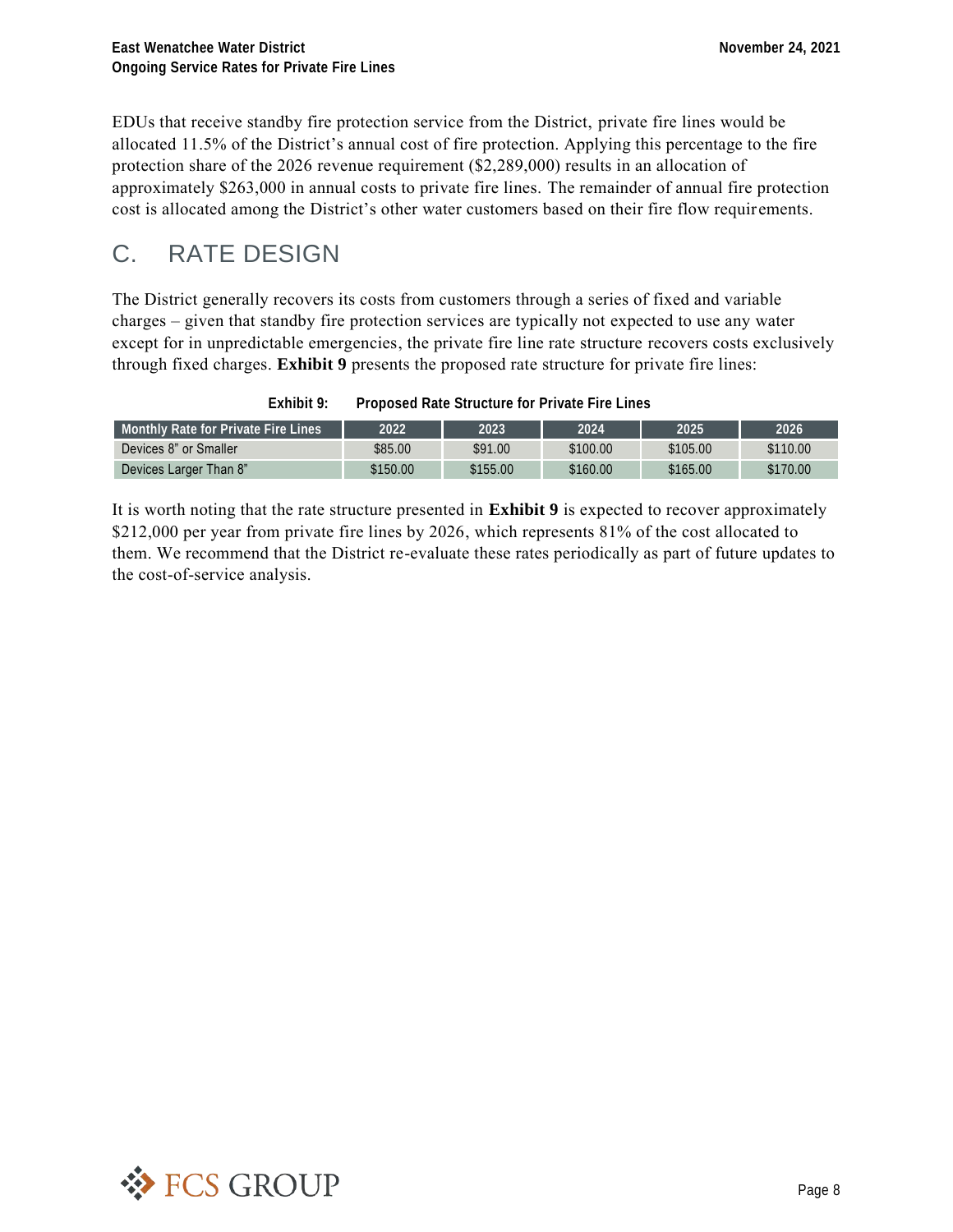EDUs that receive standby fire protection service from the District, private fire lines would be allocated 11.5% of the District's annual cost of fire protection. Applying this percentage to the fire protection share of the 2026 revenue requirement ($2,289,000) results in an allocation of approximately $263,000 in annual costs to private fire lines. The remainder of annual fire protection cost is allocated among the District's other water customers based on their fire flow requirements.

## C. RATE DESIGN

The District generally recovers its costs from customers through a series of fixed and variable charges – given that standby fire protection services are typically not expected to use any water except for in unpredictable emergencies, the private fire line rate structure recovers costs exclusively through fixed charges. **Exhibit 9** presents the proposed rate structure for private fire lines:

**Exhibit 9: Proposed Rate Structure for Private Fire Lines**

| Monthly Rate for Private Fire Lines | 2022 | 2023 | 2024 | 2025 | 2026 |
|---|---|---|---|---|---|
| Devices 8" or Smaller | $85.00 | $91.00 | $100.00 | $105.00 | $110.00 |
| Devices Larger Than 8" | $150.00 | $155.00 | $160.00 | $165.00 | $170.00 |

It is worth noting that the rate structure presented in **Exhibit 9** is expected to recover approximately $212,000 per year from private fire lines by 2026, which represents 81% of the cost allocated to them. We recommend that the District re-evaluate these rates periodically as part of future updates to the cost-of-service analysis.